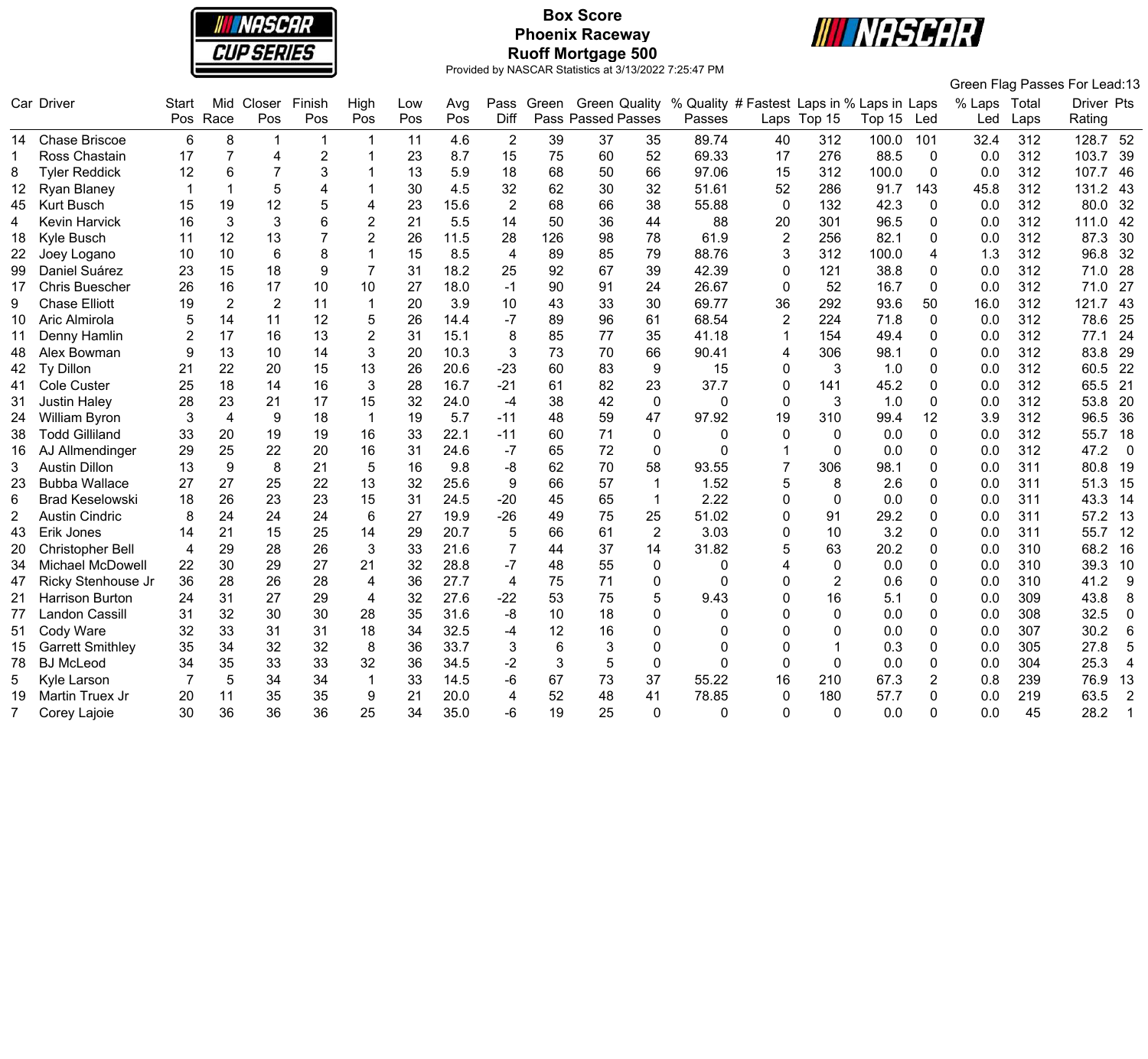# Box Score
## Phoenix Raceway
## Ruoff Mortgage 500

Provided by NASCAR Statistics at 3/13/2022 7:25:47 PM

Green Flag Passes For Lead:13

| Car | Driver | Start Pos | Mid Race | Closer Pos | Finish Pos | High Pos | Low Pos | Avg Pos | Pass Diff | Green Pass | Green Passed | Quality Passes | % Quality Passes | # Fastest Laps | Laps in Top 15 | % Laps in Top 15 | Laps Led | % Laps Led | Total Laps | Driver Rating | Pts |
|---|---|---|---|---|---|---|---|---|---|---|---|---|---|---|---|---|---|---|---|---|---|
| 14 | Chase Briscoe | 6 | 8 | 1 | 1 | 1 | 11 | 4.6 | 2 | 39 | 37 | 35 | 89.74 | 40 | 312 | 100.0 | 101 | 32.4 | 312 | 128.7 | 52 |
| 1 | Ross Chastain | 17 | 7 | 4 | 2 | 1 | 23 | 8.7 | 15 | 75 | 60 | 52 | 69.33 | 17 | 276 | 88.5 | 0 | 0.0 | 312 | 103.7 | 39 |
| 8 | Tyler Reddick | 12 | 6 | 7 | 3 | 1 | 13 | 5.9 | 18 | 68 | 50 | 66 | 97.06 | 15 | 312 | 100.0 | 0 | 0.0 | 312 | 107.7 | 46 |
| 12 | Ryan Blaney | 1 | 1 | 5 | 4 | 1 | 30 | 4.5 | 32 | 62 | 30 | 32 | 51.61 | 52 | 286 | 91.7 | 143 | 45.8 | 312 | 131.2 | 43 |
| 45 | Kurt Busch | 15 | 19 | 12 | 5 | 4 | 23 | 15.6 | 2 | 68 | 66 | 38 | 55.88 | 0 | 132 | 42.3 | 0 | 0.0 | 312 | 80.0 | 32 |
| 4 | Kevin Harvick | 16 | 3 | 3 | 6 | 2 | 21 | 5.5 | 14 | 50 | 36 | 44 | 88 | 20 | 301 | 96.5 | 0 | 0.0 | 312 | 111.0 | 42 |
| 18 | Kyle Busch | 11 | 12 | 13 | 7 | 2 | 26 | 11.5 | 28 | 126 | 98 | 78 | 61.9 | 2 | 256 | 82.1 | 0 | 0.0 | 312 | 87.3 | 30 |
| 22 | Joey Logano | 10 | 10 | 6 | 8 | 1 | 15 | 8.5 | 4 | 89 | 85 | 79 | 88.76 | 3 | 312 | 100.0 | 4 | 1.3 | 312 | 96.8 | 32 |
| 99 | Daniel Suárez | 23 | 15 | 18 | 9 | 7 | 31 | 18.2 | 25 | 92 | 67 | 39 | 42.39 | 0 | 121 | 38.8 | 0 | 0.0 | 312 | 71.0 | 28 |
| 17 | Chris Buescher | 26 | 16 | 17 | 10 | 10 | 27 | 18.0 | -1 | 90 | 91 | 24 | 26.67 | 0 | 52 | 16.7 | 0 | 0.0 | 312 | 71.0 | 27 |
| 9 | Chase Elliott | 19 | 2 | 2 | 11 | 1 | 20 | 3.9 | 10 | 43 | 33 | 30 | 69.77 | 36 | 292 | 93.6 | 50 | 16.0 | 312 | 121.7 | 43 |
| 10 | Aric Almirola | 5 | 14 | 11 | 12 | 5 | 26 | 14.4 | -7 | 89 | 96 | 61 | 68.54 | 2 | 224 | 71.8 | 0 | 0.0 | 312 | 78.6 | 25 |
| 11 | Denny Hamlin | 2 | 17 | 16 | 13 | 2 | 31 | 15.1 | 8 | 85 | 77 | 35 | 41.18 | 1 | 154 | 49.4 | 0 | 0.0 | 312 | 77.1 | 24 |
| 48 | Alex Bowman | 9 | 13 | 10 | 14 | 3 | 20 | 10.3 | 3 | 73 | 70 | 66 | 90.41 | 4 | 306 | 98.1 | 0 | 0.0 | 312 | 83.8 | 29 |
| 42 | Ty Dillon | 21 | 22 | 20 | 15 | 13 | 26 | 20.6 | -23 | 60 | 83 | 9 | 15 | 0 | 3 | 1.0 | 0 | 0.0 | 312 | 60.5 | 22 |
| 41 | Cole Custer | 25 | 18 | 14 | 16 | 3 | 28 | 16.7 | -21 | 61 | 82 | 23 | 37.7 | 0 | 141 | 45.2 | 0 | 0.0 | 312 | 65.5 | 21 |
| 31 | Justin Haley | 28 | 23 | 21 | 17 | 15 | 32 | 24.0 | -4 | 38 | 42 | 0 | 0 | 0 | 3 | 1.0 | 0 | 0.0 | 312 | 53.8 | 20 |
| 24 | William Byron | 3 | 4 | 9 | 18 | 1 | 19 | 5.7 | -11 | 48 | 59 | 47 | 97.92 | 19 | 310 | 99.4 | 12 | 3.9 | 312 | 96.5 | 36 |
| 38 | Todd Gilliland | 33 | 20 | 19 | 19 | 16 | 33 | 22.1 | -11 | 60 | 71 | 0 | 0 | 0 | 0 | 0.0 | 0 | 0.0 | 312 | 55.7 | 18 |
| 16 | AJ Allmendinger | 29 | 25 | 22 | 20 | 16 | 31 | 24.6 | -7 | 65 | 72 | 0 | 0 | 1 | 0 | 0.0 | 0 | 0.0 | 312 | 47.2 | 0 |
| 3 | Austin Dillon | 13 | 9 | 8 | 21 | 5 | 16 | 9.8 | -8 | 62 | 70 | 58 | 93.55 | 7 | 306 | 98.1 | 0 | 0.0 | 311 | 80.8 | 19 |
| 23 | Bubba Wallace | 27 | 27 | 25 | 22 | 13 | 32 | 25.6 | 9 | 66 | 57 | 1 | 1.52 | 5 | 8 | 2.6 | 0 | 0.0 | 311 | 51.3 | 15 |
| 6 | Brad Keselowski | 18 | 26 | 23 | 23 | 15 | 31 | 24.5 | -20 | 45 | 65 | 1 | 2.22 | 0 | 0 | 0.0 | 0 | 0.0 | 311 | 43.3 | 14 |
| 2 | Austin Cindric | 8 | 24 | 24 | 24 | 6 | 27 | 19.9 | -26 | 49 | 75 | 25 | 51.02 | 0 | 91 | 29.2 | 0 | 0.0 | 311 | 57.2 | 13 |
| 43 | Erik Jones | 14 | 21 | 15 | 25 | 14 | 29 | 20.7 | 5 | 66 | 61 | 2 | 3.03 | 0 | 10 | 3.2 | 0 | 0.0 | 311 | 55.7 | 12 |
| 20 | Christopher Bell | 4 | 29 | 28 | 26 | 3 | 33 | 21.6 | 7 | 44 | 37 | 14 | 31.82 | 5 | 63 | 20.2 | 0 | 0.0 | 310 | 68.2 | 16 |
| 34 | Michael McDowell | 22 | 30 | 29 | 27 | 21 | 32 | 28.8 | -7 | 48 | 55 | 0 | 0 | 4 | 0 | 0.0 | 0 | 0.0 | 310 | 39.3 | 10 |
| 47 | Ricky Stenhouse Jr | 36 | 28 | 26 | 28 | 4 | 36 | 27.7 | 4 | 75 | 71 | 0 | 0 | 0 | 2 | 0.6 | 0 | 0.0 | 310 | 41.2 | 9 |
| 21 | Harrison Burton | 24 | 31 | 27 | 29 | 4 | 32 | 27.6 | -22 | 53 | 75 | 5 | 9.43 | 0 | 16 | 5.1 | 0 | 0.0 | 309 | 43.8 | 8 |
| 77 | Landon Cassill | 31 | 32 | 30 | 30 | 28 | 35 | 31.6 | -8 | 10 | 18 | 0 | 0 | 0 | 0 | 0.0 | 0 | 0.0 | 308 | 32.5 | 0 |
| 51 | Cody Ware | 32 | 33 | 31 | 31 | 18 | 34 | 32.5 | -4 | 12 | 16 | 0 | 0 | 0 | 0 | 0.0 | 0 | 0.0 | 307 | 30.2 | 6 |
| 15 | Garrett Smithley | 35 | 34 | 32 | 32 | 8 | 36 | 33.7 | 3 | 6 | 3 | 0 | 0 | 0 | 1 | 0.3 | 0 | 0.0 | 305 | 27.8 | 5 |
| 78 | BJ McLeod | 34 | 35 | 33 | 33 | 32 | 36 | 34.5 | -2 | 3 | 5 | 0 | 0 | 0 | 0 | 0.0 | 0 | 0.0 | 304 | 25.3 | 4 |
| 5 | Kyle Larson | 7 | 5 | 34 | 34 | 1 | 33 | 14.5 | -6 | 67 | 73 | 37 | 55.22 | 16 | 210 | 67.3 | 2 | 0.8 | 239 | 76.9 | 13 |
| 19 | Martin Truex Jr | 20 | 11 | 35 | 35 | 9 | 21 | 20.0 | 4 | 52 | 48 | 41 | 78.85 | 0 | 180 | 57.7 | 0 | 0.0 | 219 | 63.5 | 2 |
| 7 | Corey Lajoie | 30 | 36 | 36 | 36 | 25 | 34 | 35.0 | -6 | 19 | 25 | 0 | 0 | 0 | 0 | 0.0 | 0 | 0.0 | 45 | 28.2 | 1 |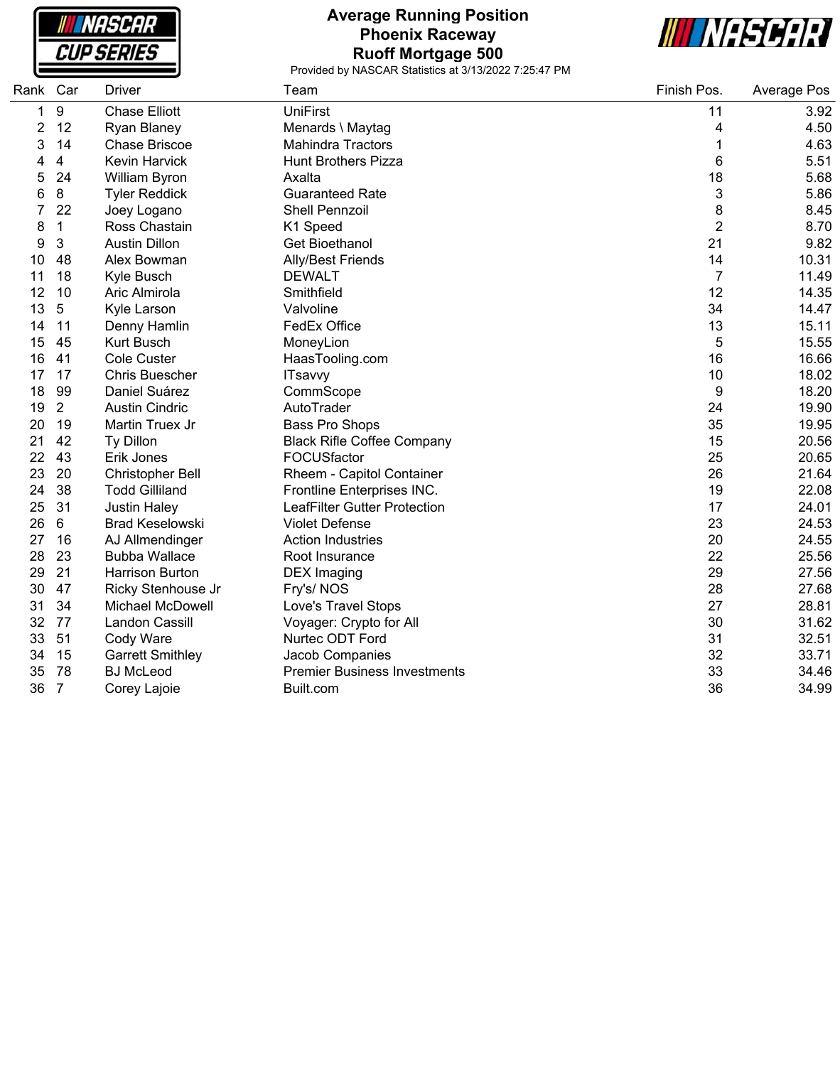# Average Running Position
## Phoenix Raceway
## Ruoff Mortgage 500

Provided by NASCAR Statistics at 3/13/2022 7:25:47 PM

| Rank | Car | Driver | Team | Finish Pos. | Average Pos |
|---|---|---|---|---|---|
| 1 | 9 | Chase Elliott | UniFirst | 11 | 3.92 |
| 2 | 12 | Ryan Blaney | Menards \ Maytag | 4 | 4.50 |
| 3 | 14 | Chase Briscoe | Mahindra Tractors | 1 | 4.63 |
| 4 | 4 | Kevin Harvick | Hunt Brothers Pizza | 6 | 5.51 |
| 5 | 24 | William Byron | Axalta | 18 | 5.68 |
| 6 | 8 | Tyler Reddick | Guaranteed Rate | 3 | 5.86 |
| 7 | 22 | Joey Logano | Shell Pennzoil | 8 | 8.45 |
| 8 | 1 | Ross Chastain | K1 Speed | 2 | 8.70 |
| 9 | 3 | Austin Dillon | Get Bioethanol | 21 | 9.82 |
| 10 | 48 | Alex Bowman | Ally/Best Friends | 14 | 10.31 |
| 11 | 18 | Kyle Busch | DEWALT | 7 | 11.49 |
| 12 | 10 | Aric Almirola | Smithfield | 12 | 14.35 |
| 13 | 5 | Kyle Larson | Valvoline | 34 | 14.47 |
| 14 | 11 | Denny Hamlin | FedEx Office | 13 | 15.11 |
| 15 | 45 | Kurt Busch | MoneyLion | 5 | 15.55 |
| 16 | 41 | Cole Custer | HaasTooling.com | 16 | 16.66 |
| 17 | 17 | Chris Buescher | ITsavvy | 10 | 18.02 |
| 18 | 99 | Daniel Suárez | CommScope | 9 | 18.20 |
| 19 | 2 | Austin Cindric | AutoTrader | 24 | 19.90 |
| 20 | 19 | Martin Truex Jr | Bass Pro Shops | 35 | 19.95 |
| 21 | 42 | Ty Dillon | Black Rifle Coffee Company | 15 | 20.56 |
| 22 | 43 | Erik Jones | FOCUSfactor | 25 | 20.65 |
| 23 | 20 | Christopher Bell | Rheem - Capitol Container | 26 | 21.64 |
| 24 | 38 | Todd Gilliland | Frontline Enterprises INC. | 19 | 22.08 |
| 25 | 31 | Justin Haley | LeafFilter Gutter Protection | 17 | 24.01 |
| 26 | 6 | Brad Keselowski | Violet Defense | 23 | 24.53 |
| 27 | 16 | AJ Allmendinger | Action Industries | 20 | 24.55 |
| 28 | 23 | Bubba Wallace | Root Insurance | 22 | 25.56 |
| 29 | 21 | Harrison Burton | DEX Imaging | 29 | 27.56 |
| 30 | 47 | Ricky Stenhouse Jr | Fry's/ NOS | 28 | 27.68 |
| 31 | 34 | Michael McDowell | Love's Travel Stops | 27 | 28.81 |
| 32 | 77 | Landon Cassill | Voyager: Crypto for All | 30 | 31.62 |
| 33 | 51 | Cody Ware | Nurtec ODT Ford | 31 | 32.51 |
| 34 | 15 | Garrett Smithley | Jacob Companies | 32 | 33.71 |
| 35 | 78 | BJ McLeod | Premier Business Investments | 33 | 34.46 |
| 36 | 7 | Corey Lajoie | Built.com | 36 | 34.99 |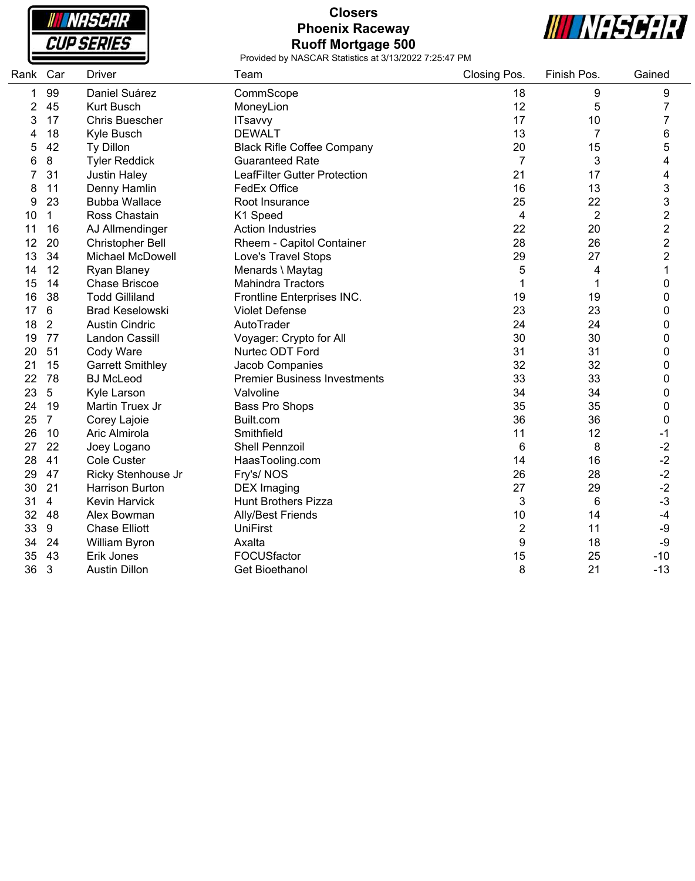# Closers
## Phoenix Raceway
## Ruoff Mortgage 500

Provided by NASCAR Statistics at 3/13/2022 7:25:47 PM

| Rank | Car | Driver | Team | Closing Pos. | Finish Pos. | Gained |
|---|---|---|---|---|---|---|
| 1 | 99 | Daniel Suárez | CommScope | 18 | 9 | 9 |
| 2 | 45 | Kurt Busch | MoneyLion | 12 | 5 | 7 |
| 3 | 17 | Chris Buescher | ITsavvy | 17 | 10 | 7 |
| 4 | 18 | Kyle Busch | DEWALT | 13 | 7 | 6 |
| 5 | 42 | Ty Dillon | Black Rifle Coffee Company | 20 | 15 | 5 |
| 6 | 8 | Tyler Reddick | Guaranteed Rate | 7 | 3 | 4 |
| 7 | 31 | Justin Haley | LeafFilter Gutter Protection | 21 | 17 | 4 |
| 8 | 11 | Denny Hamlin | FedEx Office | 16 | 13 | 3 |
| 9 | 23 | Bubba Wallace | Root Insurance | 25 | 22 | 3 |
| 10 | 1 | Ross Chastain | K1 Speed | 4 | 2 | 2 |
| 11 | 16 | AJ Allmendinger | Action Industries | 22 | 20 | 2 |
| 12 | 20 | Christopher Bell | Rheem - Capitol Container | 28 | 26 | 2 |
| 13 | 34 | Michael McDowell | Love's Travel Stops | 29 | 27 | 2 |
| 14 | 12 | Ryan Blaney | Menards \ Maytag | 5 | 4 | 1 |
| 15 | 14 | Chase Briscoe | Mahindra Tractors | 1 | 1 | 0 |
| 16 | 38 | Todd Gilliland | Frontline Enterprises INC. | 19 | 19 | 0 |
| 17 | 6 | Brad Keselowski | Violet Defense | 23 | 23 | 0 |
| 18 | 2 | Austin Cindric | AutoTrader | 24 | 24 | 0 |
| 19 | 77 | Landon Cassill | Voyager: Crypto for All | 30 | 30 | 0 |
| 20 | 51 | Cody Ware | Nurtec ODT Ford | 31 | 31 | 0 |
| 21 | 15 | Garrett Smithley | Jacob Companies | 32 | 32 | 0 |
| 22 | 78 | BJ McLeod | Premier Business Investments | 33 | 33 | 0 |
| 23 | 5 | Kyle Larson | Valvoline | 34 | 34 | 0 |
| 24 | 19 | Martin Truex Jr | Bass Pro Shops | 35 | 35 | 0 |
| 25 | 7 | Corey Lajoie | Built.com | 36 | 36 | 0 |
| 26 | 10 | Aric Almirola | Smithfield | 11 | 12 | -1 |
| 27 | 22 | Joey Logano | Shell Pennzoil | 6 | 8 | -2 |
| 28 | 41 | Cole Custer | HaasTooling.com | 14 | 16 | -2 |
| 29 | 47 | Ricky Stenhouse Jr | Fry's/ NOS | 26 | 28 | -2 |
| 30 | 21 | Harrison Burton | DEX Imaging | 27 | 29 | -2 |
| 31 | 4 | Kevin Harvick | Hunt Brothers Pizza | 3 | 6 | -3 |
| 32 | 48 | Alex Bowman | Ally/Best Friends | 10 | 14 | -4 |
| 33 | 9 | Chase Elliott | UniFirst | 2 | 11 | -9 |
| 34 | 24 | William Byron | Axalta | 9 | 18 | -9 |
| 35 | 43 | Erik Jones | FOCUSfactor | 15 | 25 | -10 |
| 36 | 3 | Austin Dillon | Get Bioethanol | 8 | 21 | -13 |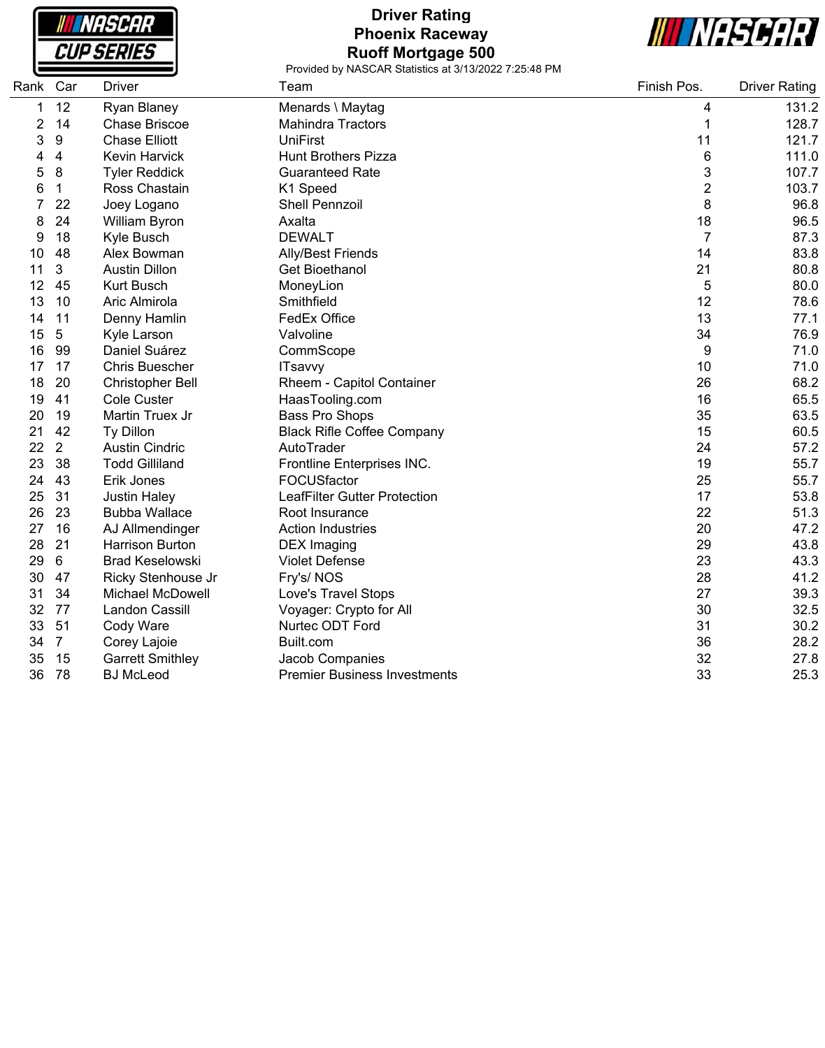# Driver Rating
## Phoenix Raceway
## Ruoff Mortgage 500

Provided by NASCAR Statistics at 3/13/2022 7:25:48 PM

| Rank | Car | Driver | Team | Finish Pos. | Driver Rating |
|---|---|---|---|---|---|
| 1 | 12 | Ryan Blaney | Menards \ Maytag | 4 | 131.2 |
| 2 | 14 | Chase Briscoe | Mahindra Tractors | 1 | 128.7 |
| 3 | 9 | Chase Elliott | UniFirst | 11 | 121.7 |
| 4 | 4 | Kevin Harvick | Hunt Brothers Pizza | 6 | 111.0 |
| 5 | 8 | Tyler Reddick | Guaranteed Rate | 3 | 107.7 |
| 6 | 1 | Ross Chastain | K1 Speed | 2 | 103.7 |
| 7 | 22 | Joey Logano | Shell Pennzoil | 8 | 96.8 |
| 8 | 24 | William Byron | Axalta | 18 | 96.5 |
| 9 | 18 | Kyle Busch | DEWALT | 7 | 87.3 |
| 10 | 48 | Alex Bowman | Ally/Best Friends | 14 | 83.8 |
| 11 | 3 | Austin Dillon | Get Bioethanol | 21 | 80.8 |
| 12 | 45 | Kurt Busch | MoneyLion | 5 | 80.0 |
| 13 | 10 | Aric Almirola | Smithfield | 12 | 78.6 |
| 14 | 11 | Denny Hamlin | FedEx Office | 13 | 77.1 |
| 15 | 5 | Kyle Larson | Valvoline | 34 | 76.9 |
| 16 | 99 | Daniel Suárez | CommScope | 9 | 71.0 |
| 17 | 17 | Chris Buescher | ITsavvy | 10 | 71.0 |
| 18 | 20 | Christopher Bell | Rheem - Capitol Container | 26 | 68.2 |
| 19 | 41 | Cole Custer | HaasTooling.com | 16 | 65.5 |
| 20 | 19 | Martin Truex Jr | Bass Pro Shops | 35 | 63.5 |
| 21 | 42 | Ty Dillon | Black Rifle Coffee Company | 15 | 60.5 |
| 22 | 2 | Austin Cindric | AutoTrader | 24 | 57.2 |
| 23 | 38 | Todd Gilliland | Frontline Enterprises INC. | 19 | 55.7 |
| 24 | 43 | Erik Jones | FOCUSfactor | 25 | 55.7 |
| 25 | 31 | Justin Haley | LeafFilter Gutter Protection | 17 | 53.8 |
| 26 | 23 | Bubba Wallace | Root Insurance | 22 | 51.3 |
| 27 | 16 | AJ Allmendinger | Action Industries | 20 | 47.2 |
| 28 | 21 | Harrison Burton | DEX Imaging | 29 | 43.8 |
| 29 | 6 | Brad Keselowski | Violet Defense | 23 | 43.3 |
| 30 | 47 | Ricky Stenhouse Jr | Fry's/ NOS | 28 | 41.2 |
| 31 | 34 | Michael McDowell | Love's Travel Stops | 27 | 39.3 |
| 32 | 77 | Landon Cassill | Voyager: Crypto for All | 30 | 32.5 |
| 33 | 51 | Cody Ware | Nurtec ODT Ford | 31 | 30.2 |
| 34 | 7 | Corey Lajoie | Built.com | 36 | 28.2 |
| 35 | 15 | Garrett Smithley | Jacob Companies | 32 | 27.8 |
| 36 | 78 | BJ McLeod | Premier Business Investments | 33 | 25.3 |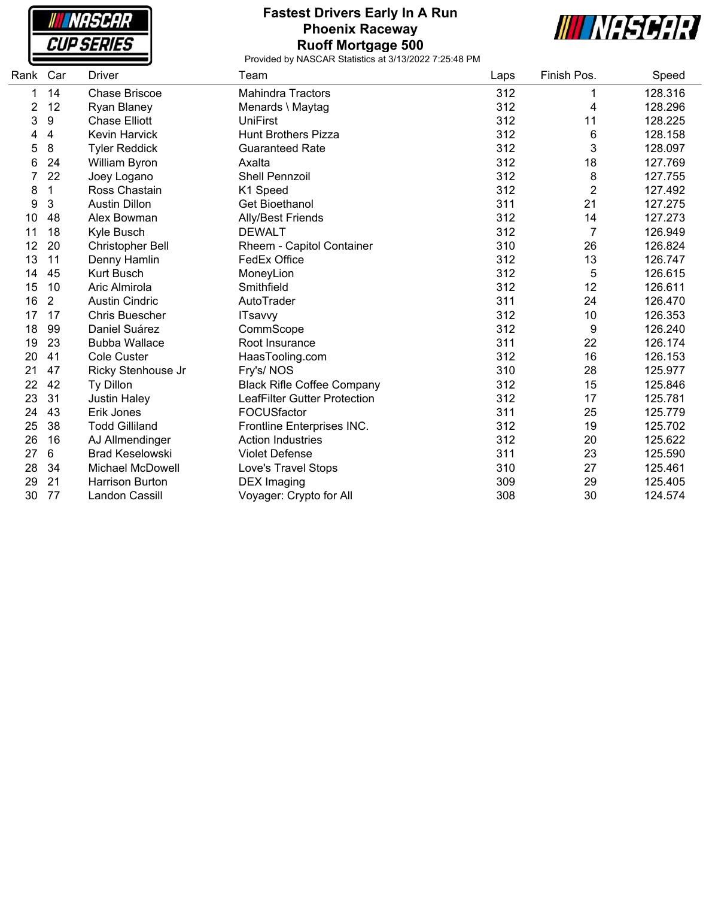# Fastest Drivers Early In A Run
## Phoenix Raceway
## Ruoff Mortgage 500

Provided by NASCAR Statistics at 3/13/2022 7:25:48 PM

| Rank | Car | Driver | Team | Laps | Finish Pos. | Speed |
|---|---|---|---|---|---|---|
| 1 | 14 | Chase Briscoe | Mahindra Tractors | 312 | 1 | 128.316 |
| 2 | 12 | Ryan Blaney | Menards \ Maytag | 312 | 4 | 128.296 |
| 3 | 9 | Chase Elliott | UniFirst | 312 | 11 | 128.225 |
| 4 | 4 | Kevin Harvick | Hunt Brothers Pizza | 312 | 6 | 128.158 |
| 5 | 8 | Tyler Reddick | Guaranteed Rate | 312 | 3 | 128.097 |
| 6 | 24 | William Byron | Axalta | 312 | 18 | 127.769 |
| 7 | 22 | Joey Logano | Shell Pennzoil | 312 | 8 | 127.755 |
| 8 | 1 | Ross Chastain | K1 Speed | 312 | 2 | 127.492 |
| 9 | 3 | Austin Dillon | Get Bioethanol | 311 | 21 | 127.275 |
| 10 | 48 | Alex Bowman | Ally/Best Friends | 312 | 14 | 127.273 |
| 11 | 18 | Kyle Busch | DEWALT | 312 | 7 | 126.949 |
| 12 | 20 | Christopher Bell | Rheem - Capitol Container | 310 | 26 | 126.824 |
| 13 | 11 | Denny Hamlin | FedEx Office | 312 | 13 | 126.747 |
| 14 | 45 | Kurt Busch | MoneyLion | 312 | 5 | 126.615 |
| 15 | 10 | Aric Almirola | Smithfield | 312 | 12 | 126.611 |
| 16 | 2 | Austin Cindric | AutoTrader | 311 | 24 | 126.470 |
| 17 | 17 | Chris Buescher | ITsavvy | 312 | 10 | 126.353 |
| 18 | 99 | Daniel Suárez | CommScope | 312 | 9 | 126.240 |
| 19 | 23 | Bubba Wallace | Root Insurance | 311 | 22 | 126.174 |
| 20 | 41 | Cole Custer | HaasTooling.com | 312 | 16 | 126.153 |
| 21 | 47 | Ricky Stenhouse Jr | Fry's/ NOS | 310 | 28 | 125.977 |
| 22 | 42 | Ty Dillon | Black Rifle Coffee Company | 312 | 15 | 125.846 |
| 23 | 31 | Justin Haley | LeafFilter Gutter Protection | 312 | 17 | 125.781 |
| 24 | 43 | Erik Jones | FOCUSfactor | 311 | 25 | 125.779 |
| 25 | 38 | Todd Gilliland | Frontline Enterprises INC. | 312 | 19 | 125.702 |
| 26 | 16 | AJ Allmendinger | Action Industries | 312 | 20 | 125.622 |
| 27 | 6 | Brad Keselowski | Violet Defense | 311 | 23 | 125.590 |
| 28 | 34 | Michael McDowell | Love's Travel Stops | 310 | 27 | 125.461 |
| 29 | 21 | Harrison Burton | DEX Imaging | 309 | 29 | 125.405 |
| 30 | 77 | Landon Cassill | Voyager: Crypto for All | 308 | 30 | 124.574 |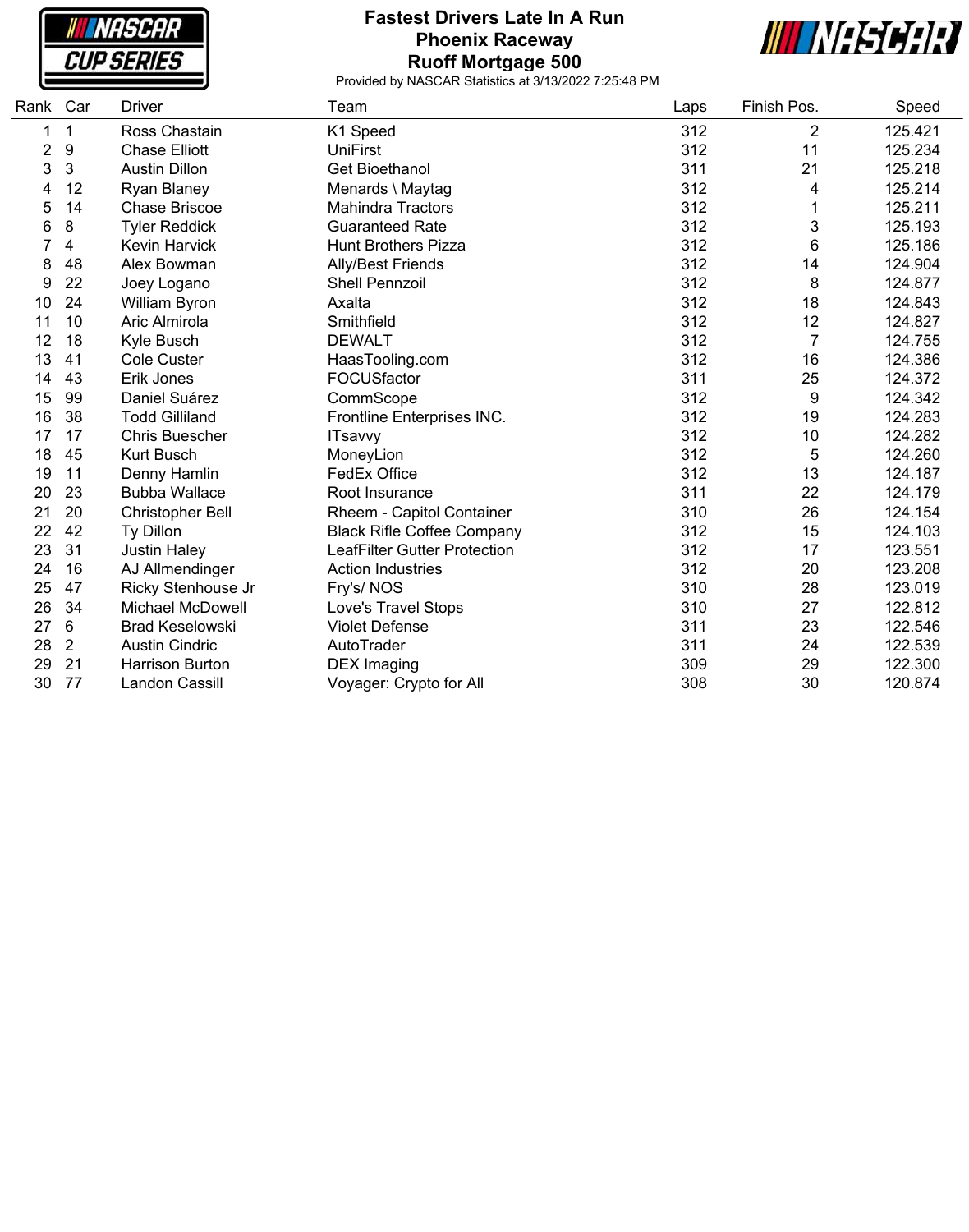# Fastest Drivers Late In A Run
## Phoenix Raceway
## Ruoff Mortgage 500

Provided by NASCAR Statistics at 3/13/2022 7:25:48 PM

| Rank | Car | Driver | Team | Laps | Finish Pos. | Speed |
|---|---|---|---|---|---|---|
| 1 | 1 | Ross Chastain | K1 Speed | 312 | 2 | 125.421 |
| 2 | 9 | Chase Elliott | UniFirst | 312 | 11 | 125.234 |
| 3 | 3 | Austin Dillon | Get Bioethanol | 311 | 21 | 125.218 |
| 4 | 12 | Ryan Blaney | Menards \ Maytag | 312 | 4 | 125.214 |
| 5 | 14 | Chase Briscoe | Mahindra Tractors | 312 | 1 | 125.211 |
| 6 | 8 | Tyler Reddick | Guaranteed Rate | 312 | 3 | 125.193 |
| 7 | 4 | Kevin Harvick | Hunt Brothers Pizza | 312 | 6 | 125.186 |
| 8 | 48 | Alex Bowman | Ally/Best Friends | 312 | 14 | 124.904 |
| 9 | 22 | Joey Logano | Shell Pennzoil | 312 | 8 | 124.877 |
| 10 | 24 | William Byron | Axalta | 312 | 18 | 124.843 |
| 11 | 10 | Aric Almirola | Smithfield | 312 | 12 | 124.827 |
| 12 | 18 | Kyle Busch | DEWALT | 312 | 7 | 124.755 |
| 13 | 41 | Cole Custer | HaasTooling.com | 312 | 16 | 124.386 |
| 14 | 43 | Erik Jones | FOCUSfactor | 311 | 25 | 124.372 |
| 15 | 99 | Daniel Suárez | CommScope | 312 | 9 | 124.342 |
| 16 | 38 | Todd Gilliland | Frontline Enterprises INC. | 312 | 19 | 124.283 |
| 17 | 17 | Chris Buescher | ITsavvy | 312 | 10 | 124.282 |
| 18 | 45 | Kurt Busch | MoneyLion | 312 | 5 | 124.260 |
| 19 | 11 | Denny Hamlin | FedEx Office | 312 | 13 | 124.187 |
| 20 | 23 | Bubba Wallace | Root Insurance | 311 | 22 | 124.179 |
| 21 | 20 | Christopher Bell | Rheem - Capitol Container | 310 | 26 | 124.154 |
| 22 | 42 | Ty Dillon | Black Rifle Coffee Company | 312 | 15 | 124.103 |
| 23 | 31 | Justin Haley | LeafFilter Gutter Protection | 312 | 17 | 123.551 |
| 24 | 16 | AJ Allmendinger | Action Industries | 312 | 20 | 123.208 |
| 25 | 47 | Ricky Stenhouse Jr | Fry's/ NOS | 310 | 28 | 123.019 |
| 26 | 34 | Michael McDowell | Love's Travel Stops | 310 | 27 | 122.812 |
| 27 | 6 | Brad Keselowski | Violet Defense | 311 | 23 | 122.546 |
| 28 | 2 | Austin Cindric | AutoTrader | 311 | 24 | 122.539 |
| 29 | 21 | Harrison Burton | DEX Imaging | 309 | 29 | 122.300 |
| 30 | 77 | Landon Cassill | Voyager: Crypto for All | 308 | 30 | 120.874 |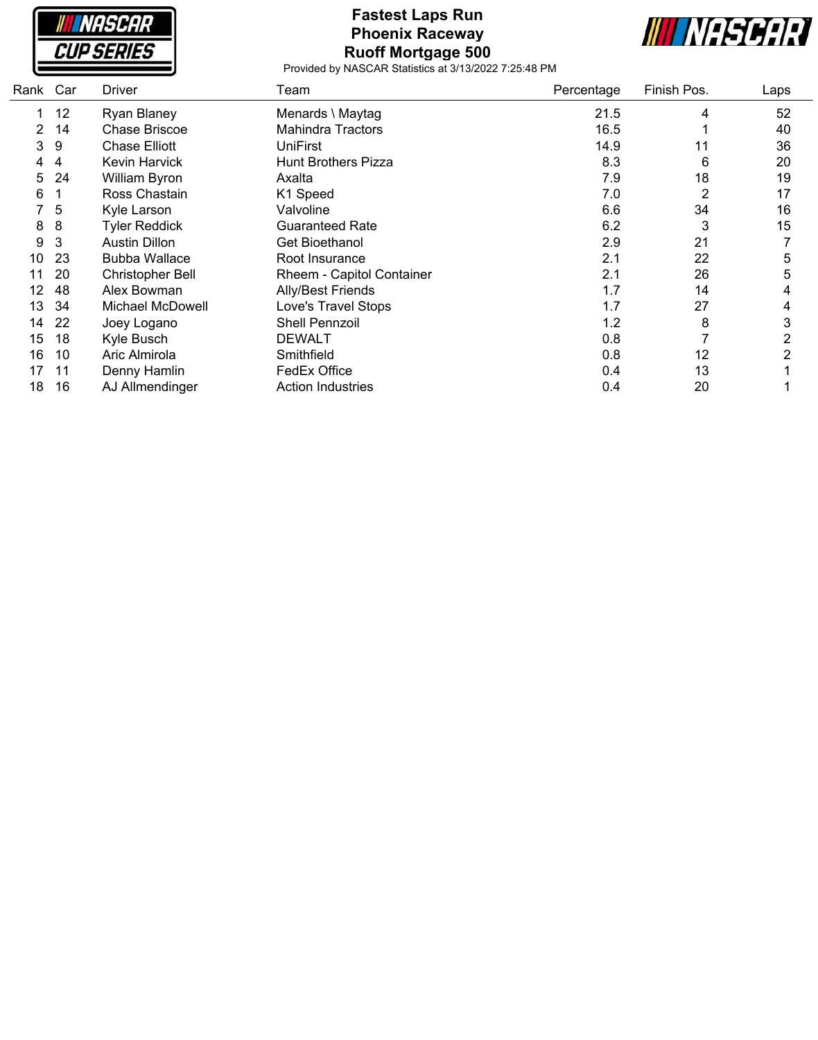# Fastest Laps Run
## Phoenix Raceway
## Ruoff Mortgage 500

Provided by NASCAR Statistics at 3/13/2022 7:25:48 PM

| Rank | Car | Driver | Team | Percentage | Finish Pos. | Laps |
|---|---|---|---|---|---|---|
| 1 | 12 | Ryan Blaney | Menards \ Maytag | 21.5 | 4 | 52 |
| 2 | 14 | Chase Briscoe | Mahindra Tractors | 16.5 | 1 | 40 |
| 3 | 9 | Chase Elliott | UniFirst | 14.9 | 11 | 36 |
| 4 | 4 | Kevin Harvick | Hunt Brothers Pizza | 8.3 | 6 | 20 |
| 5 | 24 | William Byron | Axalta | 7.9 | 18 | 19 |
| 6 | 1 | Ross Chastain | K1 Speed | 7.0 | 2 | 17 |
| 7 | 5 | Kyle Larson | Valvoline | 6.6 | 34 | 16 |
| 8 | 8 | Tyler Reddick | Guaranteed Rate | 6.2 | 3 | 15 |
| 9 | 3 | Austin Dillon | Get Bioethanol | 2.9 | 21 | 7 |
| 10 | 23 | Bubba Wallace | Root Insurance | 2.1 | 22 | 5 |
| 11 | 20 | Christopher Bell | Rheem - Capitol Container | 2.1 | 26 | 5 |
| 12 | 48 | Alex Bowman | Ally/Best Friends | 1.7 | 14 | 4 |
| 13 | 34 | Michael McDowell | Love's Travel Stops | 1.7 | 27 | 4 |
| 14 | 22 | Joey Logano | Shell Pennzoil | 1.2 | 8 | 3 |
| 15 | 18 | Kyle Busch | DEWALT | 0.8 | 7 | 2 |
| 16 | 10 | Aric Almirola | Smithfield | 0.8 | 12 | 2 |
| 17 | 11 | Denny Hamlin | FedEx Office | 0.4 | 13 | 1 |
| 18 | 16 | AJ Allmendinger | Action Industries | 0.4 | 20 | 1 |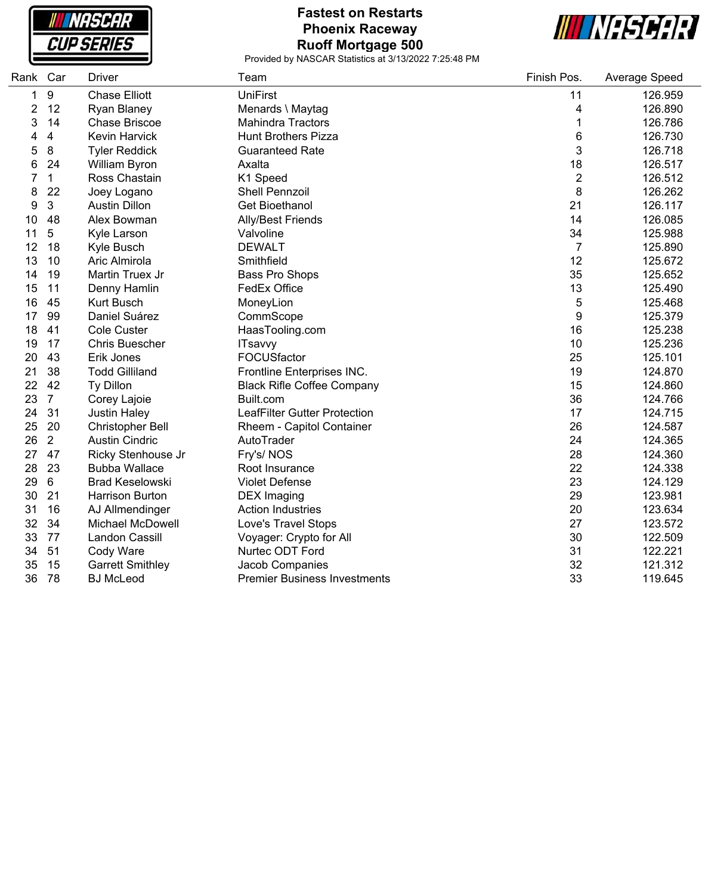# Fastest on Restarts
## Phoenix Raceway
## Ruoff Mortgage 500

Provided by NASCAR Statistics at 3/13/2022 7:25:48 PM

| Rank | Car | Driver | Team | Finish Pos. | Average Speed |
|---|---|---|---|---|---|
| 1 | 9 | Chase Elliott | UniFirst | 11 | 126.959 |
| 2 | 12 | Ryan Blaney | Menards \ Maytag | 4 | 126.890 |
| 3 | 14 | Chase Briscoe | Mahindra Tractors | 1 | 126.786 |
| 4 | 4 | Kevin Harvick | Hunt Brothers Pizza | 6 | 126.730 |
| 5 | 8 | Tyler Reddick | Guaranteed Rate | 3 | 126.718 |
| 6 | 24 | William Byron | Axalta | 18 | 126.517 |
| 7 | 1 | Ross Chastain | K1 Speed | 2 | 126.512 |
| 8 | 22 | Joey Logano | Shell Pennzoil | 8 | 126.262 |
| 9 | 3 | Austin Dillon | Get Bioethanol | 21 | 126.117 |
| 10 | 48 | Alex Bowman | Ally/Best Friends | 14 | 126.085 |
| 11 | 5 | Kyle Larson | Valvoline | 34 | 125.988 |
| 12 | 18 | Kyle Busch | DEWALT | 7 | 125.890 |
| 13 | 10 | Aric Almirola | Smithfield | 12 | 125.672 |
| 14 | 19 | Martin Truex Jr | Bass Pro Shops | 35 | 125.652 |
| 15 | 11 | Denny Hamlin | FedEx Office | 13 | 125.490 |
| 16 | 45 | Kurt Busch | MoneyLion | 5 | 125.468 |
| 17 | 99 | Daniel Suárez | CommScope | 9 | 125.379 |
| 18 | 41 | Cole Custer | HaasTooling.com | 16 | 125.238 |
| 19 | 17 | Chris Buescher | ITsavvy | 10 | 125.236 |
| 20 | 43 | Erik Jones | FOCUSfactor | 25 | 125.101 |
| 21 | 38 | Todd Gilliland | Frontline Enterprises INC. | 19 | 124.870 |
| 22 | 42 | Ty Dillon | Black Rifle Coffee Company | 15 | 124.860 |
| 23 | 7 | Corey Lajoie | Built.com | 36 | 124.766 |
| 24 | 31 | Justin Haley | LeafFilter Gutter Protection | 17 | 124.715 |
| 25 | 20 | Christopher Bell | Rheem - Capitol Container | 26 | 124.587 |
| 26 | 2 | Austin Cindric | AutoTrader | 24 | 124.365 |
| 27 | 47 | Ricky Stenhouse Jr | Fry's/ NOS | 28 | 124.360 |
| 28 | 23 | Bubba Wallace | Root Insurance | 22 | 124.338 |
| 29 | 6 | Brad Keselowski | Violet Defense | 23 | 124.129 |
| 30 | 21 | Harrison Burton | DEX Imaging | 29 | 123.981 |
| 31 | 16 | AJ Allmendinger | Action Industries | 20 | 123.634 |
| 32 | 34 | Michael McDowell | Love's Travel Stops | 27 | 123.572 |
| 33 | 77 | Landon Cassill | Voyager: Crypto for All | 30 | 122.509 |
| 34 | 51 | Cody Ware | Nurtec ODT Ford | 31 | 122.221 |
| 35 | 15 | Garrett Smithley | Jacob Companies | 32 | 121.312 |
| 36 | 78 | BJ McLeod | Premier Business Investments | 33 | 119.645 |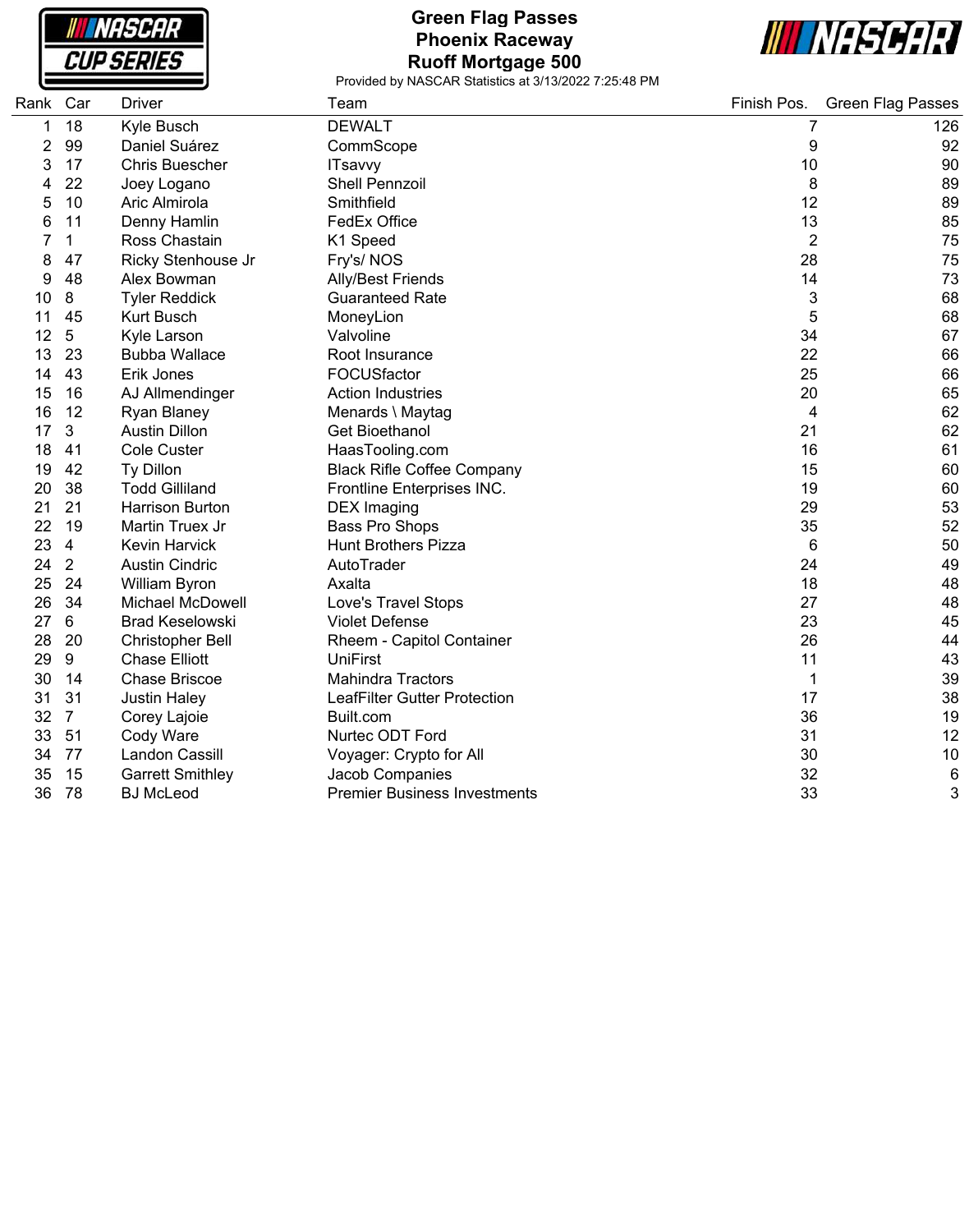# Green Flag Passes
## Phoenix Raceway
## Ruoff Mortgage 500

Provided by NASCAR Statistics at 3/13/2022 7:25:48 PM

| Rank | Car | Driver | Team | Finish Pos. | Green Flag Passes |
|---|---|---|---|---|---|
| 1 | 18 | Kyle Busch | DEWALT | 7 | 126 |
| 2 | 99 | Daniel Suárez | CommScope | 9 | 92 |
| 3 | 17 | Chris Buescher | ITsavvy | 10 | 90 |
| 4 | 22 | Joey Logano | Shell Pennzoil | 8 | 89 |
| 5 | 10 | Aric Almirola | Smithfield | 12 | 89 |
| 6 | 11 | Denny Hamlin | FedEx Office | 13 | 85 |
| 7 | 1 | Ross Chastain | K1 Speed | 2 | 75 |
| 8 | 47 | Ricky Stenhouse Jr | Fry's/ NOS | 28 | 75 |
| 9 | 48 | Alex Bowman | Ally/Best Friends | 14 | 73 |
| 10 | 8 | Tyler Reddick | Guaranteed Rate | 3 | 68 |
| 11 | 45 | Kurt Busch | MoneyLion | 5 | 68 |
| 12 | 5 | Kyle Larson | Valvoline | 34 | 67 |
| 13 | 23 | Bubba Wallace | Root Insurance | 22 | 66 |
| 14 | 43 | Erik Jones | FOCUSfactor | 25 | 66 |
| 15 | 16 | AJ Allmendinger | Action Industries | 20 | 65 |
| 16 | 12 | Ryan Blaney | Menards \ Maytag | 4 | 62 |
| 17 | 3 | Austin Dillon | Get Bioethanol | 21 | 62 |
| 18 | 41 | Cole Custer | HaasTooling.com | 16 | 61 |
| 19 | 42 | Ty Dillon | Black Rifle Coffee Company | 15 | 60 |
| 20 | 38 | Todd Gilliland | Frontline Enterprises INC. | 19 | 60 |
| 21 | 21 | Harrison Burton | DEX Imaging | 29 | 53 |
| 22 | 19 | Martin Truex Jr | Bass Pro Shops | 35 | 52 |
| 23 | 4 | Kevin Harvick | Hunt Brothers Pizza | 6 | 50 |
| 24 | 2 | Austin Cindric | AutoTrader | 24 | 49 |
| 25 | 24 | William Byron | Axalta | 18 | 48 |
| 26 | 34 | Michael McDowell | Love's Travel Stops | 27 | 48 |
| 27 | 6 | Brad Keselowski | Violet Defense | 23 | 45 |
| 28 | 20 | Christopher Bell | Rheem - Capitol Container | 26 | 44 |
| 29 | 9 | Chase Elliott | UniFirst | 11 | 43 |
| 30 | 14 | Chase Briscoe | Mahindra Tractors | 1 | 39 |
| 31 | 31 | Justin Haley | LeafFilter Gutter Protection | 17 | 38 |
| 32 | 7 | Corey Lajoie | Built.com | 36 | 19 |
| 33 | 51 | Cody Ware | Nurtec ODT Ford | 31 | 12 |
| 34 | 77 | Landon Cassill | Voyager: Crypto for All | 30 | 10 |
| 35 | 15 | Garrett Smithley | Jacob Companies | 32 | 6 |
| 36 | 78 | BJ McLeod | Premier Business Investments | 33 | 3 |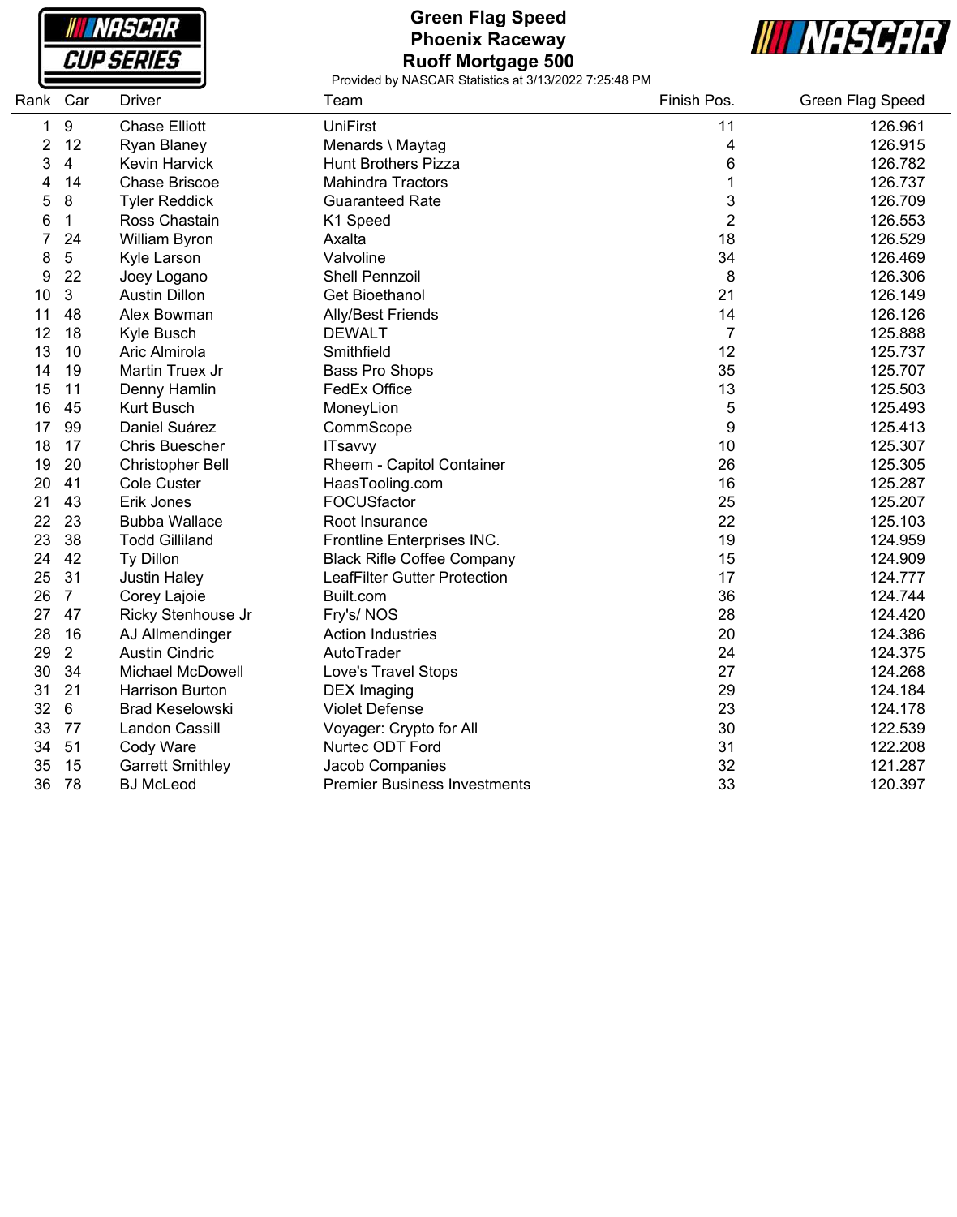# Green Flag Speed
## Phoenix Raceway
## Ruoff Mortgage 500

Provided by NASCAR Statistics at 3/13/2022 7:25:48 PM

| Rank | Car | Driver | Team | Finish Pos. | Green Flag Speed |
|---|---|---|---|---|---|
| 1 | 9 | Chase Elliott | UniFirst | 11 | 126.961 |
| 2 | 12 | Ryan Blaney | Menards \ Maytag | 4 | 126.915 |
| 3 | 4 | Kevin Harvick | Hunt Brothers Pizza | 6 | 126.782 |
| 4 | 14 | Chase Briscoe | Mahindra Tractors | 1 | 126.737 |
| 5 | 8 | Tyler Reddick | Guaranteed Rate | 3 | 126.709 |
| 6 | 1 | Ross Chastain | K1 Speed | 2 | 126.553 |
| 7 | 24 | William Byron | Axalta | 18 | 126.529 |
| 8 | 5 | Kyle Larson | Valvoline | 34 | 126.469 |
| 9 | 22 | Joey Logano | Shell Pennzoil | 8 | 126.306 |
| 10 | 3 | Austin Dillon | Get Bioethanol | 21 | 126.149 |
| 11 | 48 | Alex Bowman | Ally/Best Friends | 14 | 126.126 |
| 12 | 18 | Kyle Busch | DEWALT | 7 | 125.888 |
| 13 | 10 | Aric Almirola | Smithfield | 12 | 125.737 |
| 14 | 19 | Martin Truex Jr | Bass Pro Shops | 35 | 125.707 |
| 15 | 11 | Denny Hamlin | FedEx Office | 13 | 125.503 |
| 16 | 45 | Kurt Busch | MoneyLion | 5 | 125.493 |
| 17 | 99 | Daniel Suárez | CommScope | 9 | 125.413 |
| 18 | 17 | Chris Buescher | ITsavvy | 10 | 125.307 |
| 19 | 20 | Christopher Bell | Rheem - Capitol Container | 26 | 125.305 |
| 20 | 41 | Cole Custer | HaasTooling.com | 16 | 125.287 |
| 21 | 43 | Erik Jones | FOCUSfactor | 25 | 125.207 |
| 22 | 23 | Bubba Wallace | Root Insurance | 22 | 125.103 |
| 23 | 38 | Todd Gilliland | Frontline Enterprises INC. | 19 | 124.959 |
| 24 | 42 | Ty Dillon | Black Rifle Coffee Company | 15 | 124.909 |
| 25 | 31 | Justin Haley | LeafFilter Gutter Protection | 17 | 124.777 |
| 26 | 7 | Corey Lajoie | Built.com | 36 | 124.744 |
| 27 | 47 | Ricky Stenhouse Jr | Fry's/ NOS | 28 | 124.420 |
| 28 | 16 | AJ Allmendinger | Action Industries | 20 | 124.386 |
| 29 | 2 | Austin Cindric | AutoTrader | 24 | 124.375 |
| 30 | 34 | Michael McDowell | Love's Travel Stops | 27 | 124.268 |
| 31 | 21 | Harrison Burton | DEX Imaging | 29 | 124.184 |
| 32 | 6 | Brad Keselowski | Violet Defense | 23 | 124.178 |
| 33 | 77 | Landon Cassill | Voyager: Crypto for All | 30 | 122.539 |
| 34 | 51 | Cody Ware | Nurtec ODT Ford | 31 | 122.208 |
| 35 | 15 | Garrett Smithley | Jacob Companies | 32 | 121.287 |
| 36 | 78 | BJ McLeod | Premier Business Investments | 33 | 120.397 |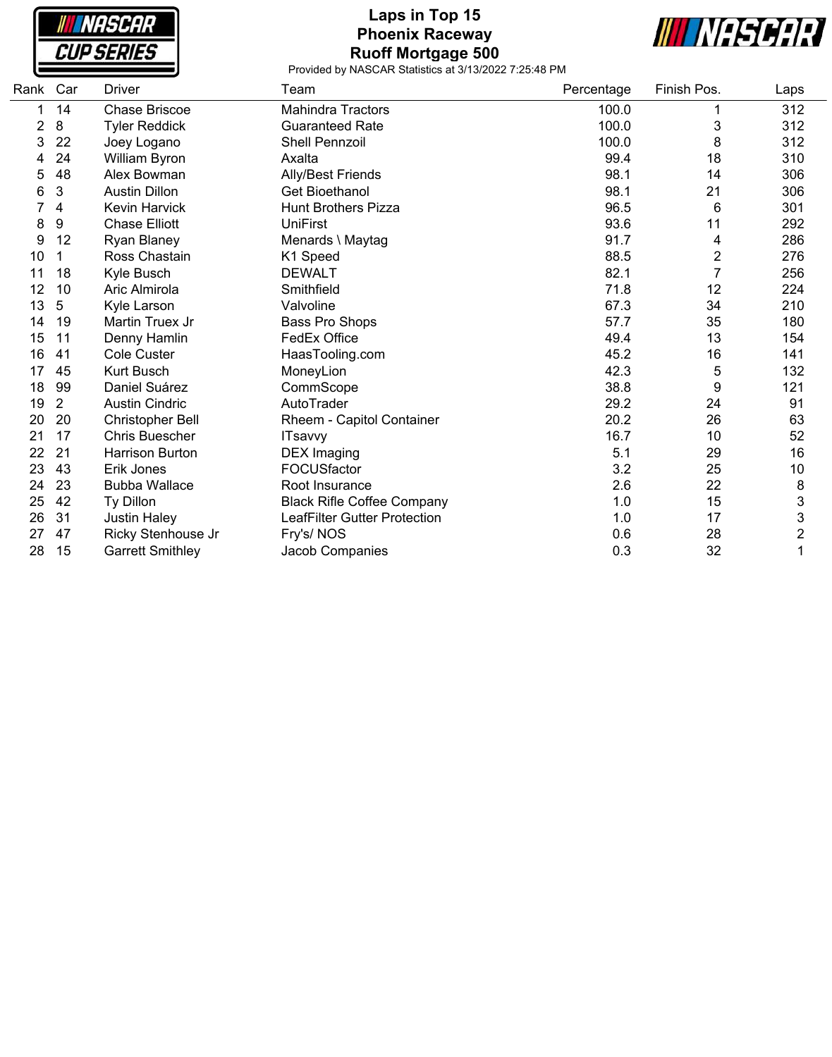# Laps in Top 15
## Phoenix Raceway
## Ruoff Mortgage 500

Provided by NASCAR Statistics at 3/13/2022 7:25:48 PM

| Rank | Car | Driver | Team | Percentage | Finish Pos. | Laps |
|---|---|---|---|---|---|---|
| 1 | 14 | Chase Briscoe | Mahindra Tractors | 100.0 | 1 | 312 |
| 2 | 8 | Tyler Reddick | Guaranteed Rate | 100.0 | 3 | 312 |
| 3 | 22 | Joey Logano | Shell Pennzoil | 100.0 | 8 | 312 |
| 4 | 24 | William Byron | Axalta | 99.4 | 18 | 310 |
| 5 | 48 | Alex Bowman | Ally/Best Friends | 98.1 | 14 | 306 |
| 6 | 3 | Austin Dillon | Get Bioethanol | 98.1 | 21 | 306 |
| 7 | 4 | Kevin Harvick | Hunt Brothers Pizza | 96.5 | 6 | 301 |
| 8 | 9 | Chase Elliott | UniFirst | 93.6 | 11 | 292 |
| 9 | 12 | Ryan Blaney | Menards \ Maytag | 91.7 | 4 | 286 |
| 10 | 1 | Ross Chastain | K1 Speed | 88.5 | 2 | 276 |
| 11 | 18 | Kyle Busch | DEWALT | 82.1 | 7 | 256 |
| 12 | 10 | Aric Almirola | Smithfield | 71.8 | 12 | 224 |
| 13 | 5 | Kyle Larson | Valvoline | 67.3 | 34 | 210 |
| 14 | 19 | Martin Truex Jr | Bass Pro Shops | 57.7 | 35 | 180 |
| 15 | 11 | Denny Hamlin | FedEx Office | 49.4 | 13 | 154 |
| 16 | 41 | Cole Custer | HaasTooling.com | 45.2 | 16 | 141 |
| 17 | 45 | Kurt Busch | MoneyLion | 42.3 | 5 | 132 |
| 18 | 99 | Daniel Suárez | CommScope | 38.8 | 9 | 121 |
| 19 | 2 | Austin Cindric | AutoTrader | 29.2 | 24 | 91 |
| 20 | 20 | Christopher Bell | Rheem - Capitol Container | 20.2 | 26 | 63 |
| 21 | 17 | Chris Buescher | ITsavvy | 16.7 | 10 | 52 |
| 22 | 21 | Harrison Burton | DEX Imaging | 5.1 | 29 | 16 |
| 23 | 43 | Erik Jones | FOCUSfactor | 3.2 | 25 | 10 |
| 24 | 23 | Bubba Wallace | Root Insurance | 2.6 | 22 | 8 |
| 25 | 42 | Ty Dillon | Black Rifle Coffee Company | 1.0 | 15 | 3 |
| 26 | 31 | Justin Haley | LeafFilter Gutter Protection | 1.0 | 17 | 3 |
| 27 | 47 | Ricky Stenhouse Jr | Fry's/ NOS | 0.6 | 28 | 2 |
| 28 | 15 | Garrett Smithley | Jacob Companies | 0.3 | 32 | 1 |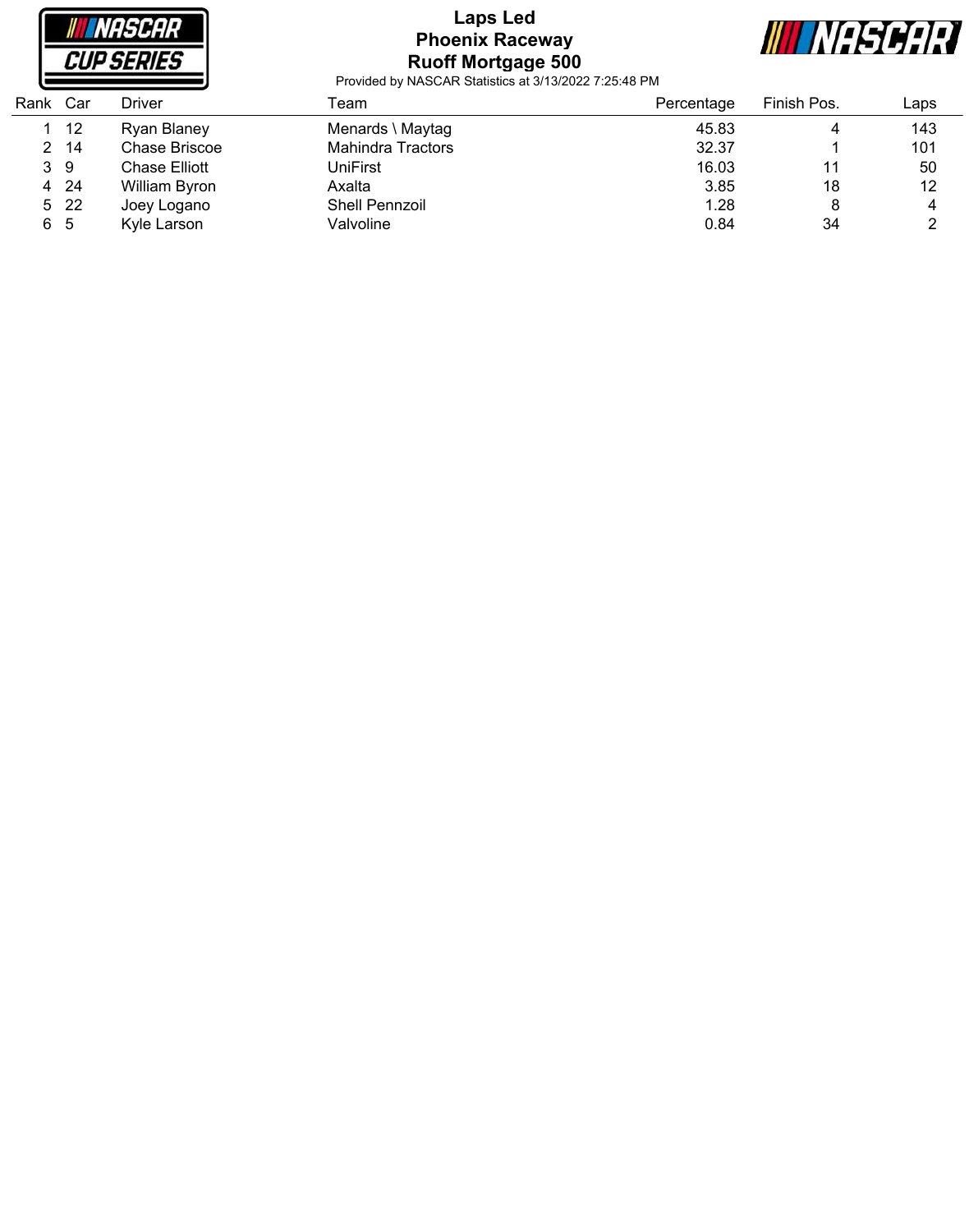# Laps Led
## Phoenix Raceway
## Ruoff Mortgage 500

Provided by NASCAR Statistics at 3/13/2022 7:25:48 PM

| Rank | Car | Driver | Team | Percentage | Finish Pos. | Laps |
|---|---|---|---|---|---|---|
| 1 | 12 | Ryan Blaney | Menards \ Maytag | 45.83 | 4 | 143 |
| 2 | 14 | Chase Briscoe | Mahindra Tractors | 32.37 | 1 | 101 |
| 3 | 9 | Chase Elliott | UniFirst | 16.03 | 11 | 50 |
| 4 | 24 | William Byron | Axalta | 3.85 | 18 | 12 |
| 5 | 22 | Joey Logano | Shell Pennzoil | 1.28 | 8 | 4 |
| 6 | 5 | Kyle Larson | Valvoline | 0.84 | 34 | 2 |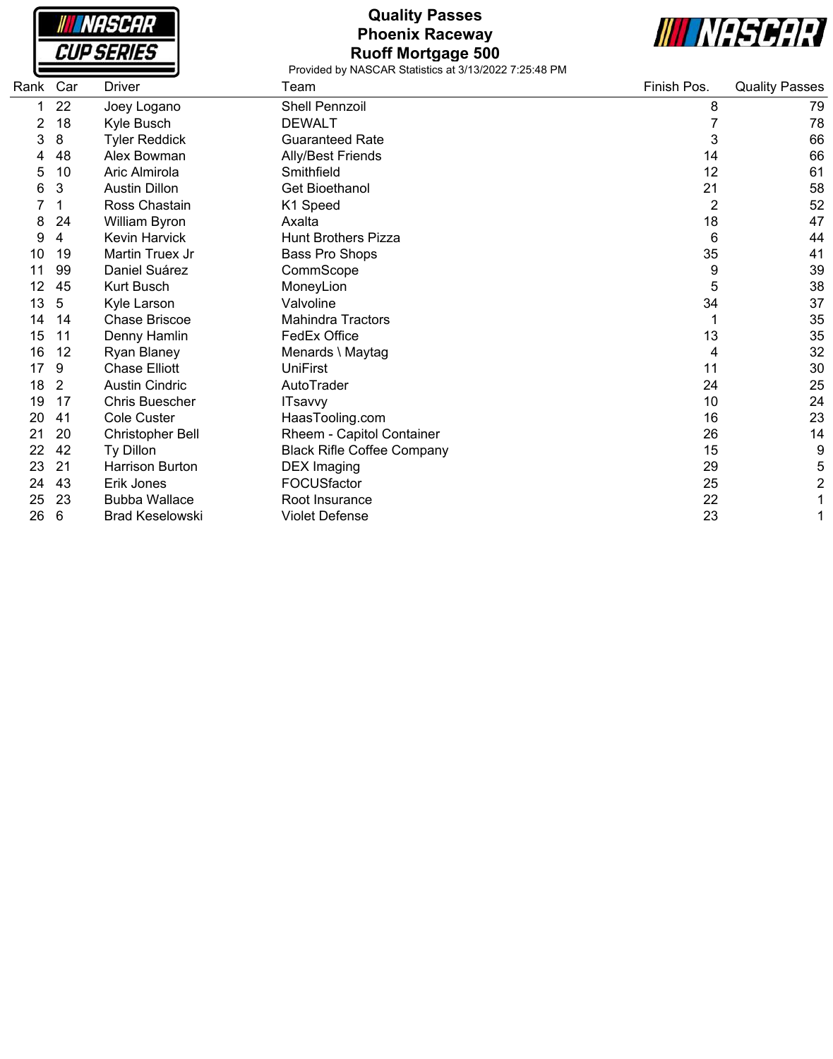# Quality Passes
## Phoenix Raceway
## Ruoff Mortgage 500

Provided by NASCAR Statistics at 3/13/2022 7:25:48 PM

| Rank | Car | Driver | Team | Finish Pos. | Quality Passes |
|---|---|---|---|---|---|
| 1 | 22 | Joey Logano | Shell Pennzoil | 8 | 79 |
| 2 | 18 | Kyle Busch | DEWALT | 7 | 78 |
| 3 | 8 | Tyler Reddick | Guaranteed Rate | 3 | 66 |
| 4 | 48 | Alex Bowman | Ally/Best Friends | 14 | 66 |
| 5 | 10 | Aric Almirola | Smithfield | 12 | 61 |
| 6 | 3 | Austin Dillon | Get Bioethanol | 21 | 58 |
| 7 | 1 | Ross Chastain | K1 Speed | 2 | 52 |
| 8 | 24 | William Byron | Axalta | 18 | 47 |
| 9 | 4 | Kevin Harvick | Hunt Brothers Pizza | 6 | 44 |
| 10 | 19 | Martin Truex Jr | Bass Pro Shops | 35 | 41 |
| 11 | 99 | Daniel Suárez | CommScope | 9 | 39 |
| 12 | 45 | Kurt Busch | MoneyLion | 5 | 38 |
| 13 | 5 | Kyle Larson | Valvoline | 34 | 37 |
| 14 | 14 | Chase Briscoe | Mahindra Tractors | 1 | 35 |
| 15 | 11 | Denny Hamlin | FedEx Office | 13 | 35 |
| 16 | 12 | Ryan Blaney | Menards \ Maytag | 4 | 32 |
| 17 | 9 | Chase Elliott | UniFirst | 11 | 30 |
| 18 | 2 | Austin Cindric | AutoTrader | 24 | 25 |
| 19 | 17 | Chris Buescher | ITsavvy | 10 | 24 |
| 20 | 41 | Cole Custer | HaasTooling.com | 16 | 23 |
| 21 | 20 | Christopher Bell | Rheem - Capitol Container | 26 | 14 |
| 22 | 42 | Ty Dillon | Black Rifle Coffee Company | 15 | 9 |
| 23 | 21 | Harrison Burton | DEX Imaging | 29 | 5 |
| 24 | 43 | Erik Jones | FOCUSfactor | 25 | 2 |
| 25 | 23 | Bubba Wallace | Root Insurance | 22 | 1 |
| 26 | 6 | Brad Keselowski | Violet Defense | 23 | 1 |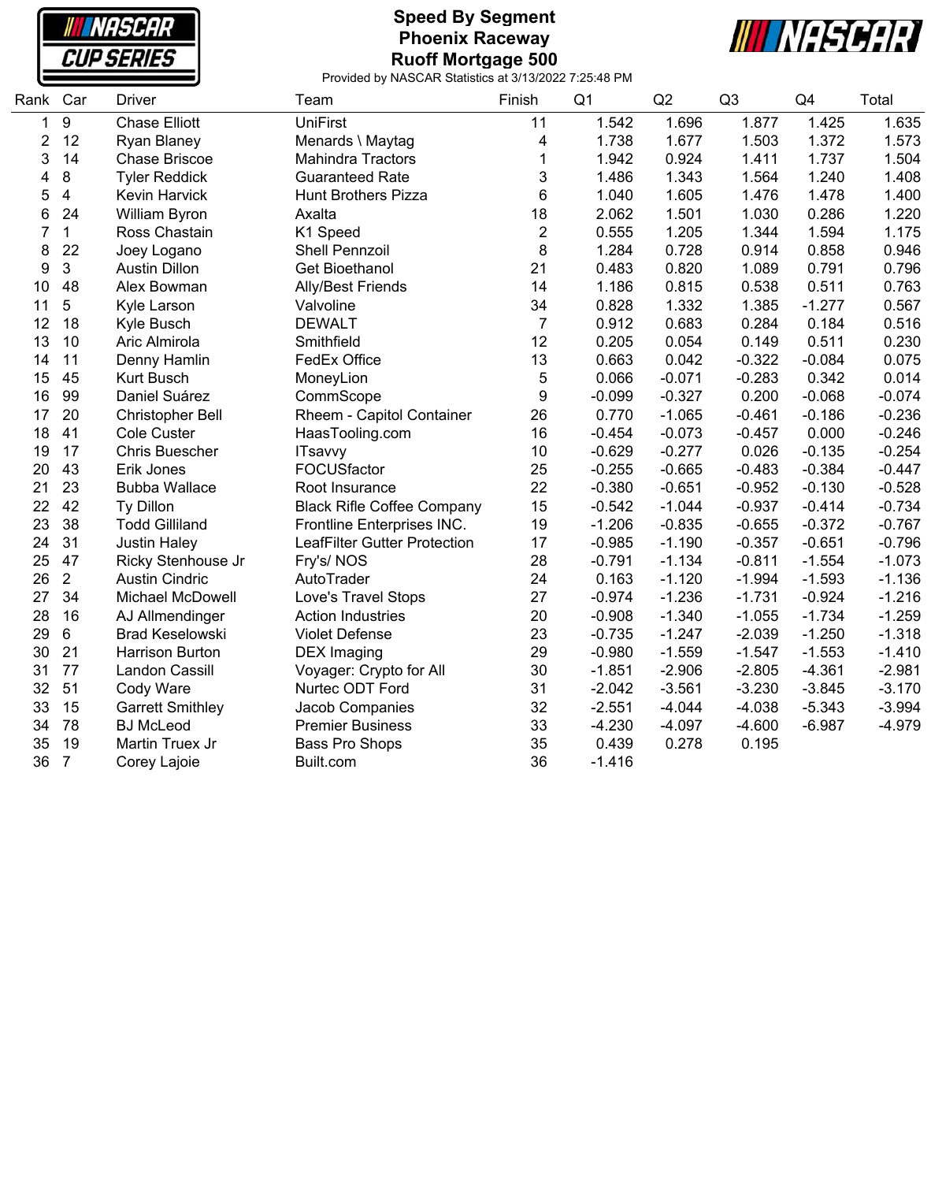# Speed By Segment
## Phoenix Raceway
## Ruoff Mortgage 500

Provided by NASCAR Statistics at 3/13/2022 7:25:48 PM

| Rank | Car | Driver | Team | Finish | Q1 | Q2 | Q3 | Q4 | Total |
|---|---|---|---|---|---|---|---|---|---|
| 1 | 9 | Chase Elliott | UniFirst | 11 | 1.542 | 1.696 | 1.877 | 1.425 | 1.635 |
| 2 | 12 | Ryan Blaney | Menards \ Maytag | 4 | 1.738 | 1.677 | 1.503 | 1.372 | 1.573 |
| 3 | 14 | Chase Briscoe | Mahindra Tractors | 1 | 1.942 | 0.924 | 1.411 | 1.737 | 1.504 |
| 4 | 8 | Tyler Reddick | Guaranteed Rate | 3 | 1.486 | 1.343 | 1.564 | 1.240 | 1.408 |
| 5 | 4 | Kevin Harvick | Hunt Brothers Pizza | 6 | 1.040 | 1.605 | 1.476 | 1.478 | 1.400 |
| 6 | 24 | William Byron | Axalta | 18 | 2.062 | 1.501 | 1.030 | 0.286 | 1.220 |
| 7 | 1 | Ross Chastain | K1 Speed | 2 | 0.555 | 1.205 | 1.344 | 1.594 | 1.175 |
| 8 | 22 | Joey Logano | Shell Pennzoil | 8 | 1.284 | 0.728 | 0.914 | 0.858 | 0.946 |
| 9 | 3 | Austin Dillon | Get Bioethanol | 21 | 0.483 | 0.820 | 1.089 | 0.791 | 0.796 |
| 10 | 48 | Alex Bowman | Ally/Best Friends | 14 | 1.186 | 0.815 | 0.538 | 0.511 | 0.763 |
| 11 | 5 | Kyle Larson | Valvoline | 34 | 0.828 | 1.332 | 1.385 | -1.277 | 0.567 |
| 12 | 18 | Kyle Busch | DEWALT | 7 | 0.912 | 0.683 | 0.284 | 0.184 | 0.516 |
| 13 | 10 | Aric Almirola | Smithfield | 12 | 0.205 | 0.054 | 0.149 | 0.511 | 0.230 |
| 14 | 11 | Denny Hamlin | FedEx Office | 13 | 0.663 | 0.042 | -0.322 | -0.084 | 0.075 |
| 15 | 45 | Kurt Busch | MoneyLion | 5 | 0.066 | -0.071 | -0.283 | 0.342 | 0.014 |
| 16 | 99 | Daniel Suárez | CommScope | 9 | -0.099 | -0.327 | 0.200 | -0.068 | -0.074 |
| 17 | 20 | Christopher Bell | Rheem - Capitol Container | 26 | 0.770 | -1.065 | -0.461 | -0.186 | -0.236 |
| 18 | 41 | Cole Custer | HaasTooling.com | 16 | -0.454 | -0.073 | -0.457 | 0.000 | -0.246 |
| 19 | 17 | Chris Buescher | ITsavvy | 10 | -0.629 | -0.277 | 0.026 | -0.135 | -0.254 |
| 20 | 43 | Erik Jones | FOCUSfactor | 25 | -0.255 | -0.665 | -0.483 | -0.384 | -0.447 |
| 21 | 23 | Bubba Wallace | Root Insurance | 22 | -0.380 | -0.651 | -0.952 | -0.130 | -0.528 |
| 22 | 42 | Ty Dillon | Black Rifle Coffee Company | 15 | -0.542 | -1.044 | -0.937 | -0.414 | -0.734 |
| 23 | 38 | Todd Gilliland | Frontline Enterprises INC. | 19 | -1.206 | -0.835 | -0.655 | -0.372 | -0.767 |
| 24 | 31 | Justin Haley | LeafFilter Gutter Protection | 17 | -0.985 | -1.190 | -0.357 | -0.651 | -0.796 |
| 25 | 47 | Ricky Stenhouse Jr | Fry's/ NOS | 28 | -0.791 | -1.134 | -0.811 | -1.554 | -1.073 |
| 26 | 2 | Austin Cindric | AutoTrader | 24 | 0.163 | -1.120 | -1.994 | -1.593 | -1.136 |
| 27 | 34 | Michael McDowell | Love's Travel Stops | 27 | -0.974 | -1.236 | -1.731 | -0.924 | -1.216 |
| 28 | 16 | AJ Allmendinger | Action Industries | 20 | -0.908 | -1.340 | -1.055 | -1.734 | -1.259 |
| 29 | 6 | Brad Keselowski | Violet Defense | 23 | -0.735 | -1.247 | -2.039 | -1.250 | -1.318 |
| 30 | 21 | Harrison Burton | DEX Imaging | 29 | -0.980 | -1.559 | -1.547 | -1.553 | -1.410 |
| 31 | 77 | Landon Cassill | Voyager: Crypto for All | 30 | -1.851 | -2.906 | -2.805 | -4.361 | -2.981 |
| 32 | 51 | Cody Ware | Nurtec ODT Ford | 31 | -2.042 | -3.561 | -3.230 | -3.845 | -3.170 |
| 33 | 15 | Garrett Smithley | Jacob Companies | 32 | -2.551 | -4.044 | -4.038 | -5.343 | -3.994 |
| 34 | 78 | BJ McLeod | Premier Business | 33 | -4.230 | -4.097 | -4.600 | -6.987 | -4.979 |
| 35 | 19 | Martin Truex Jr | Bass Pro Shops | 35 | 0.439 | 0.278 | 0.195 | | |
| 36 | 7 | Corey Lajoie | Built.com | 36 | -1.416 | | | | |